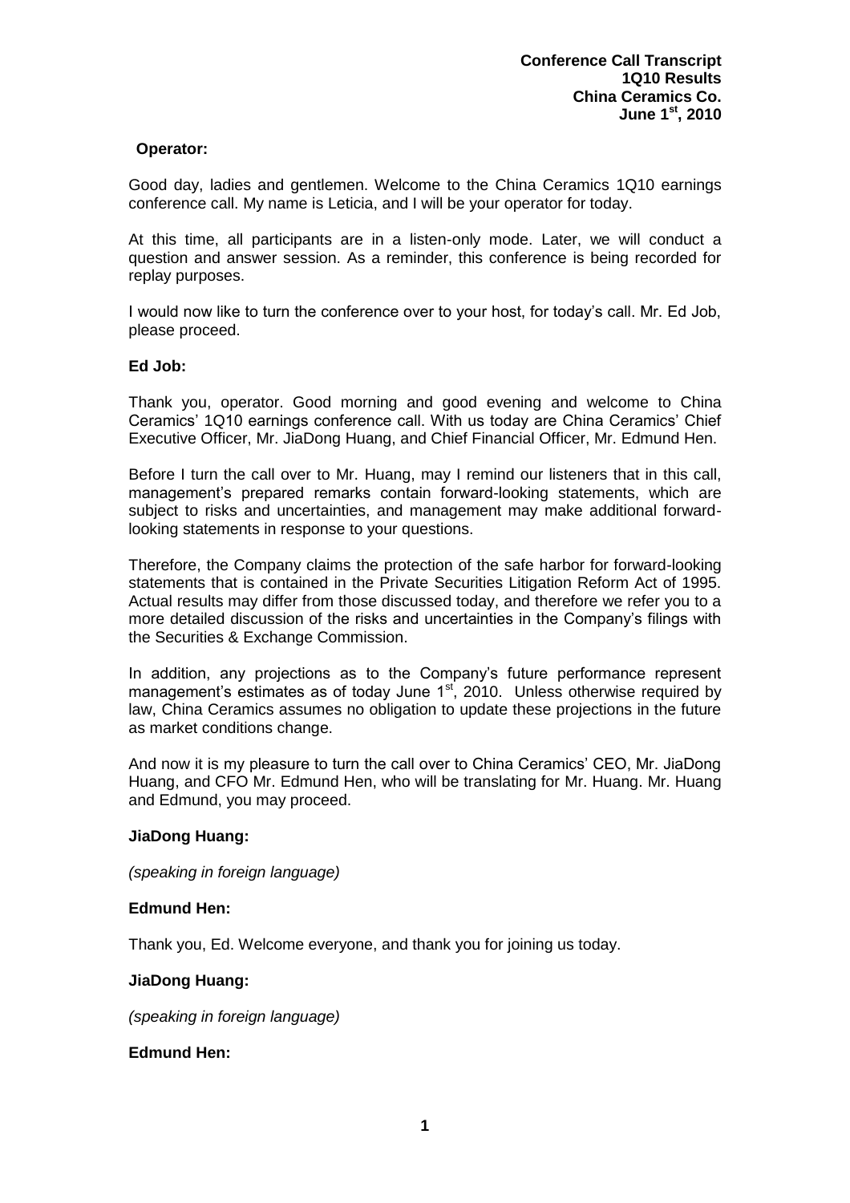**Conference Call Transcript**
**1Q10 Results**
**China Ceramics Co.**
**June 1st, 2010**

**Operator:**

Good day, ladies and gentlemen. Welcome to the China Ceramics 1Q10 earnings conference call. My name is Leticia, and I will be your operator for today.

At this time, all participants are in a listen-only mode. Later, we will conduct a question and answer session. As a reminder, this conference is being recorded for replay purposes.

I would now like to turn the conference over to your host, for today's call. Mr. Ed Job, please proceed.

**Ed Job:**

Thank you, operator. Good morning and good evening and welcome to China Ceramics' 1Q10 earnings conference call. With us today are China Ceramics' Chief Executive Officer, Mr. JiaDong Huang, and Chief Financial Officer, Mr. Edmund Hen.

Before I turn the call over to Mr. Huang, may I remind our listeners that in this call, management's prepared remarks contain forward-looking statements, which are subject to risks and uncertainties, and management may make additional forward-looking statements in response to your questions.

Therefore, the Company claims the protection of the safe harbor for forward-looking statements that is contained in the Private Securities Litigation Reform Act of 1995. Actual results may differ from those discussed today, and therefore we refer you to a more detailed discussion of the risks and uncertainties in the Company's filings with the Securities & Exchange Commission.

In addition, any projections as to the Company's future performance represent management's estimates as of today June 1st, 2010. Unless otherwise required by law, China Ceramics assumes no obligation to update these projections in the future as market conditions change.

And now it is my pleasure to turn the call over to China Ceramics' CEO, Mr. JiaDong Huang, and CFO Mr. Edmund Hen, who will be translating for Mr. Huang. Mr. Huang and Edmund, you may proceed.

**JiaDong Huang:**

*(speaking in foreign language)*

**Edmund Hen:**

Thank you, Ed. Welcome everyone, and thank you for joining us today.

**JiaDong Huang:**

*(speaking in foreign language)*

**Edmund Hen:**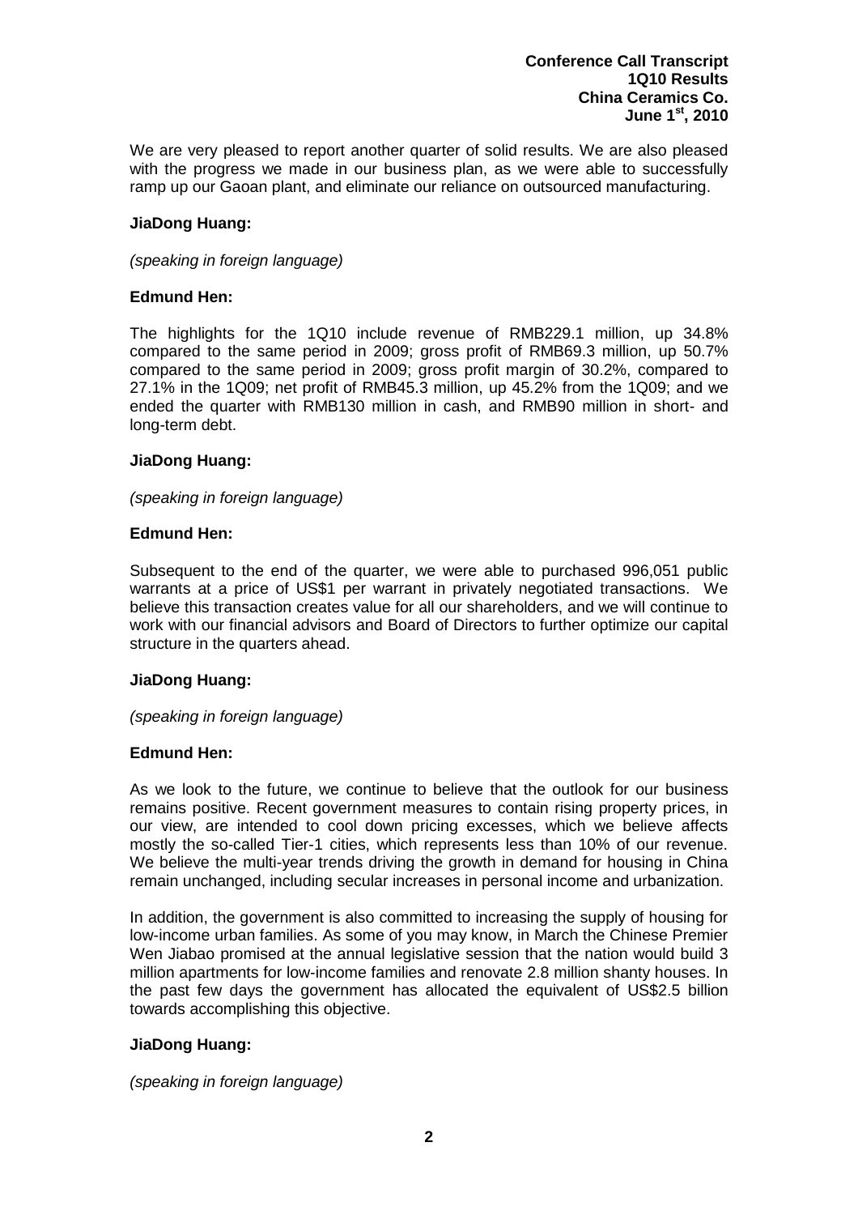We are very pleased to report another quarter of solid results. We are also pleased with the progress we made in our business plan, as we were able to successfully ramp up our Gaoan plant, and eliminate our reliance on outsourced manufacturing.

**JiaDong Huang:**

*(speaking in foreign language)*

**Edmund Hen:**

The highlights for the 1Q10 include revenue of RMB229.1 million, up 34.8% compared to the same period in 2009; gross profit of RMB69.3 million, up 50.7% compared to the same period in 2009; gross profit margin of 30.2%, compared to 27.1% in the 1Q09; net profit of RMB45.3 million, up 45.2% from the 1Q09; and we ended the quarter with RMB130 million in cash, and RMB90 million in short- and long-term debt.

**JiaDong Huang:**

*(speaking in foreign language)*

**Edmund Hen:**

Subsequent to the end of the quarter, we were able to purchased 996,051 public warrants at a price of US$1 per warrant in privately negotiated transactions. We believe this transaction creates value for all our shareholders, and we will continue to work with our financial advisors and Board of Directors to further optimize our capital structure in the quarters ahead.

**JiaDong Huang:**

*(speaking in foreign language)*

**Edmund Hen:**

As we look to the future, we continue to believe that the outlook for our business remains positive. Recent government measures to contain rising property prices, in our view, are intended to cool down pricing excesses, which we believe affects mostly the so-called Tier-1 cities, which represents less than 10% of our revenue. We believe the multi-year trends driving the growth in demand for housing in China remain unchanged, including secular increases in personal income and urbanization.

In addition, the government is also committed to increasing the supply of housing for low-income urban families. As some of you may know, in March the Chinese Premier Wen Jiabao promised at the annual legislative session that the nation would build 3 million apartments for low-income families and renovate 2.8 million shanty houses. In the past few days the government has allocated the equivalent of US$2.5 billion towards accomplishing this objective.

**JiaDong Huang:**

*(speaking in foreign language)*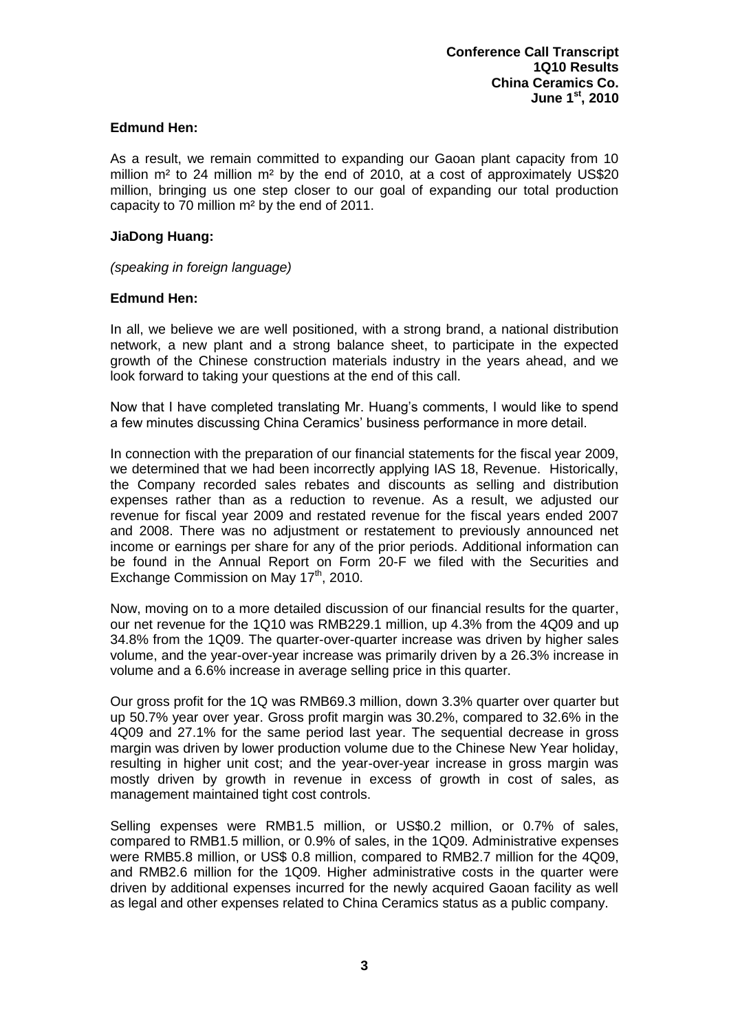**Edmund Hen:**

As a result, we remain committed to expanding our Gaoan plant capacity from 10 million m² to 24 million m² by the end of 2010, at a cost of approximately US$20 million, bringing us one step closer to our goal of expanding our total production capacity to 70 million m² by the end of 2011.

**JiaDong Huang:**

*(speaking in foreign language)*

**Edmund Hen:**

In all, we believe we are well positioned, with a strong brand, a national distribution network, a new plant and a strong balance sheet, to participate in the expected growth of the Chinese construction materials industry in the years ahead, and we look forward to taking your questions at the end of this call.

Now that I have completed translating Mr. Huang's comments, I would like to spend a few minutes discussing China Ceramics' business performance in more detail.

In connection with the preparation of our financial statements for the fiscal year 2009, we determined that we had been incorrectly applying IAS 18, Revenue. Historically, the Company recorded sales rebates and discounts as selling and distribution expenses rather than as a reduction to revenue. As a result, we adjusted our revenue for fiscal year 2009 and restated revenue for the fiscal years ended 2007 and 2008. There was no adjustment or restatement to previously announced net income or earnings per share for any of the prior periods. Additional information can be found in the Annual Report on Form 20-F we filed with the Securities and Exchange Commission on May 17th, 2010.

Now, moving on to a more detailed discussion of our financial results for the quarter, our net revenue for the 1Q10 was RMB229.1 million, up 4.3% from the 4Q09 and up 34.8% from the 1Q09. The quarter-over-quarter increase was driven by higher sales volume, and the year-over-year increase was primarily driven by a 26.3% increase in volume and a 6.6% increase in average selling price in this quarter.

Our gross profit for the 1Q was RMB69.3 million, down 3.3% quarter over quarter but up 50.7% year over year. Gross profit margin was 30.2%, compared to 32.6% in the 4Q09 and 27.1% for the same period last year. The sequential decrease in gross margin was driven by lower production volume due to the Chinese New Year holiday, resulting in higher unit cost; and the year-over-year increase in gross margin was mostly driven by growth in revenue in excess of growth in cost of sales, as management maintained tight cost controls.

Selling expenses were RMB1.5 million, or US$0.2 million, or 0.7% of sales, compared to RMB1.5 million, or 0.9% of sales, in the 1Q09. Administrative expenses were RMB5.8 million, or US$ 0.8 million, compared to RMB2.7 million for the 4Q09, and RMB2.6 million for the 1Q09. Higher administrative costs in the quarter were driven by additional expenses incurred for the newly acquired Gaoan facility as well as legal and other expenses related to China Ceramics status as a public company.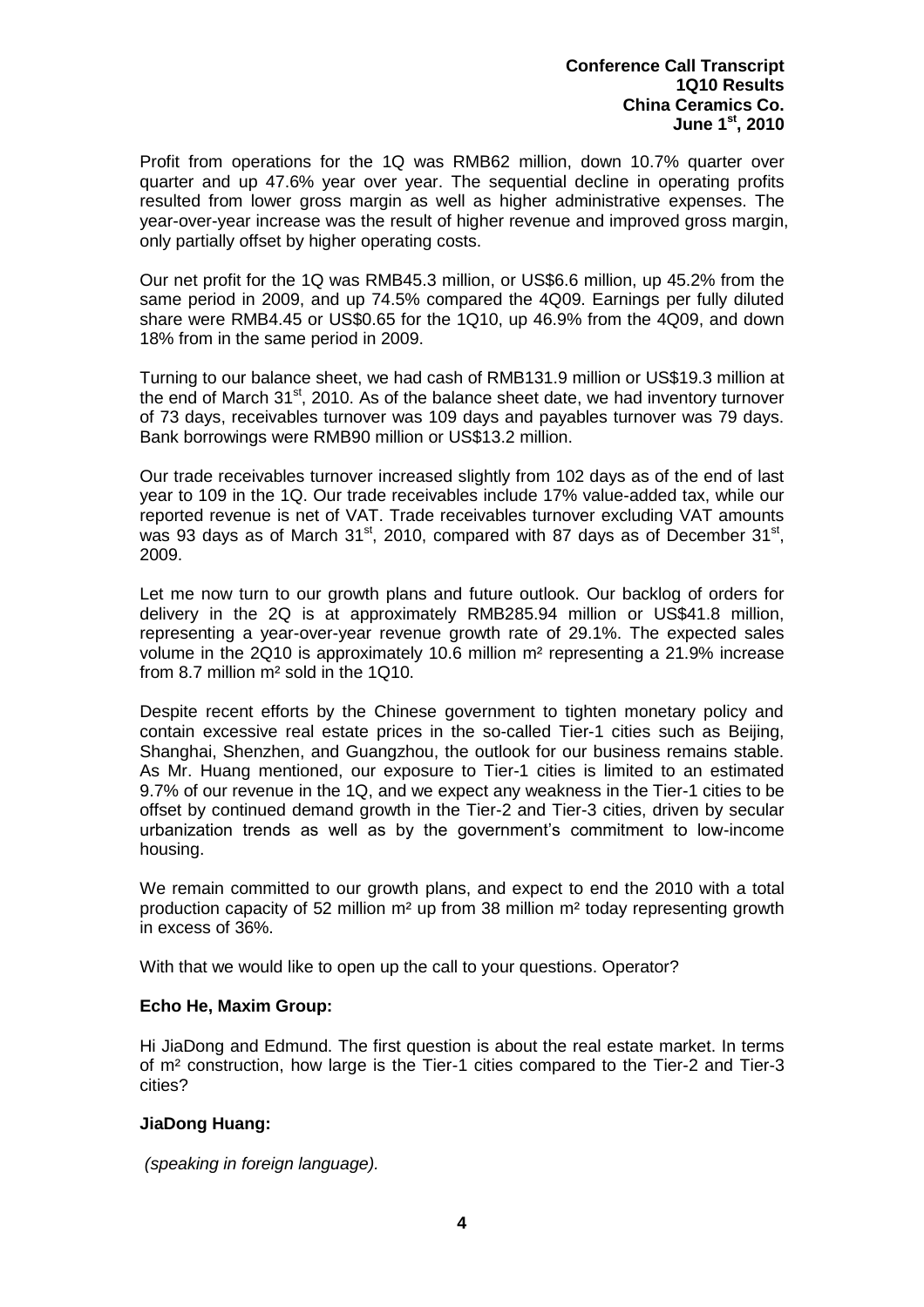Profit from operations for the 1Q was RMB62 million, down 10.7% quarter over quarter and up 47.6% year over year. The sequential decline in operating profits resulted from lower gross margin as well as higher administrative expenses. The year-over-year increase was the result of higher revenue and improved gross margin, only partially offset by higher operating costs.

Our net profit for the 1Q was RMB45.3 million, or US$6.6 million, up 45.2% from the same period in 2009, and up 74.5% compared the 4Q09. Earnings per fully diluted share were RMB4.45 or US$0.65 for the 1Q10, up 46.9% from the 4Q09, and down 18% from in the same period in 2009.

Turning to our balance sheet, we had cash of RMB131.9 million or US$19.3 million at the end of March 31st, 2010. As of the balance sheet date, we had inventory turnover of 73 days, receivables turnover was 109 days and payables turnover was 79 days. Bank borrowings were RMB90 million or US$13.2 million.

Our trade receivables turnover increased slightly from 102 days as of the end of last year to 109 in the 1Q. Our trade receivables include 17% value-added tax, while our reported revenue is net of VAT. Trade receivables turnover excluding VAT amounts was 93 days as of March 31st, 2010, compared with 87 days as of December 31st, 2009.

Let me now turn to our growth plans and future outlook. Our backlog of orders for delivery in the 2Q is at approximately RMB285.94 million or US$41.8 million, representing a year-over-year revenue growth rate of 29.1%. The expected sales volume in the 2Q10 is approximately 10.6 million m² representing a 21.9% increase from 8.7 million m² sold in the 1Q10.

Despite recent efforts by the Chinese government to tighten monetary policy and contain excessive real estate prices in the so-called Tier-1 cities such as Beijing, Shanghai, Shenzhen, and Guangzhou, the outlook for our business remains stable. As Mr. Huang mentioned, our exposure to Tier-1 cities is limited to an estimated 9.7% of our revenue in the 1Q, and we expect any weakness in the Tier-1 cities to be offset by continued demand growth in the Tier-2 and Tier-3 cities, driven by secular urbanization trends as well as by the government's commitment to low-income housing.

We remain committed to our growth plans, and expect to end the 2010 with a total production capacity of 52 million m² up from 38 million m² today representing growth in excess of 36%.

With that we would like to open up the call to your questions. Operator?

**Echo He, Maxim Group:**

Hi JiaDong and Edmund. The first question is about the real estate market. In terms of m² construction, how large is the Tier-1 cities compared to the Tier-2 and Tier-3 cities?

**JiaDong Huang:**

*(speaking in foreign language).*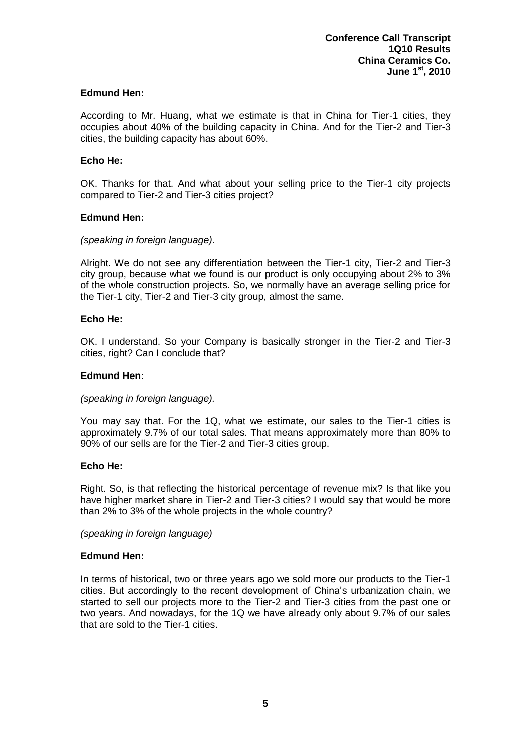**Edmund Hen:**

According to Mr. Huang, what we estimate is that in China for Tier-1 cities, they occupies about 40% of the building capacity in China. And for the Tier-2 and Tier-3 cities, the building capacity has about 60%.

**Echo He:**

OK. Thanks for that. And what about your selling price to the Tier-1 city projects compared to Tier-2 and Tier-3 cities project?

**Edmund Hen:**

*(speaking in foreign language).*

Alright. We do not see any differentiation between the Tier-1 city, Tier-2 and Tier-3 city group, because what we found is our product is only occupying about 2% to 3% of the whole construction projects. So, we normally have an average selling price for the Tier-1 city, Tier-2 and Tier-3 city group, almost the same.

**Echo He:**

OK. I understand. So your Company is basically stronger in the Tier-2 and Tier-3 cities, right? Can I conclude that?

**Edmund Hen:**

*(speaking in foreign language).*

You may say that. For the 1Q, what we estimate, our sales to the Tier-1 cities is approximately 9.7% of our total sales. That means approximately more than 80% to 90% of our sells are for the Tier-2 and Tier-3 cities group.

**Echo He:**

Right. So, is that reflecting the historical percentage of revenue mix? Is that like you have higher market share in Tier-2 and Tier-3 cities? I would say that would be more than 2% to 3% of the whole projects in the whole country?

*(speaking in foreign language)*

**Edmund Hen:**

In terms of historical, two or three years ago we sold more our products to the Tier-1 cities. But accordingly to the recent development of China's urbanization chain, we started to sell our projects more to the Tier-2 and Tier-3 cities from the past one or two years. And nowadays, for the 1Q we have already only about 9.7% of our sales that are sold to the Tier-1 cities.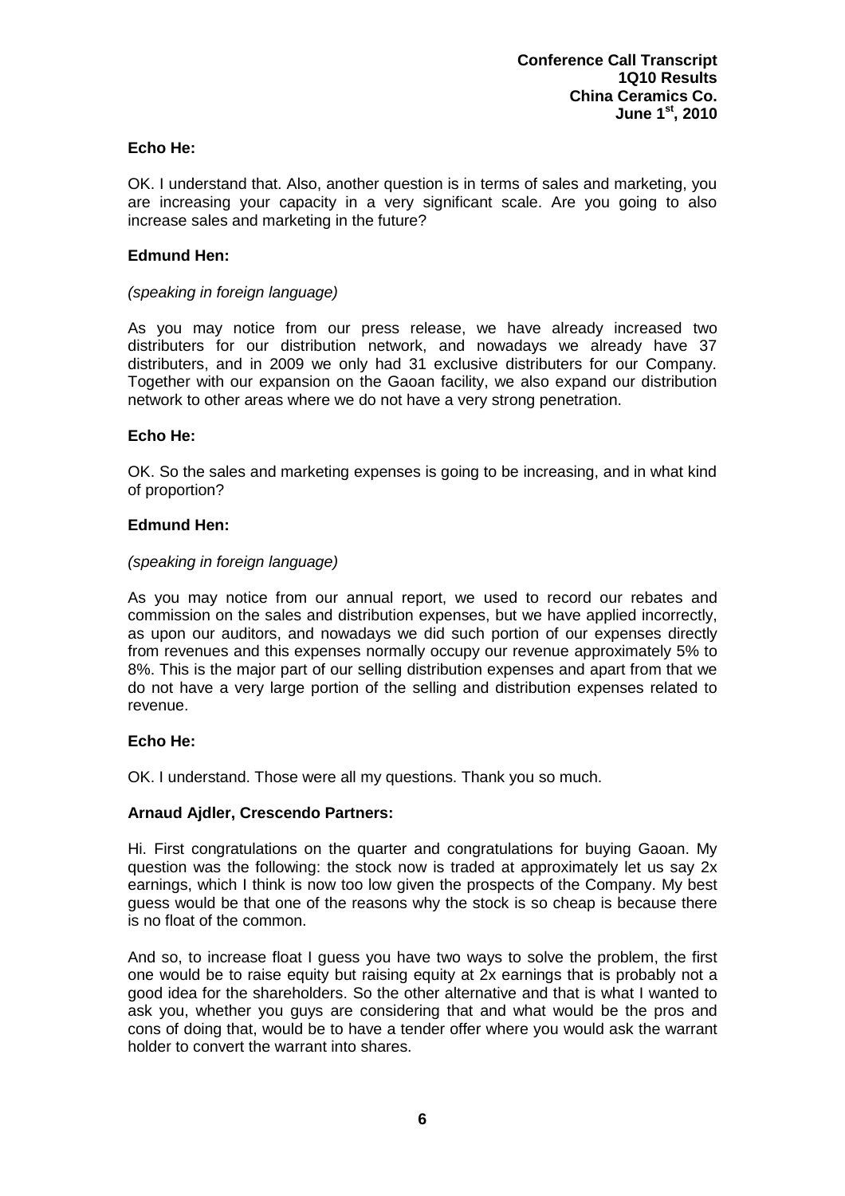**Echo He:**

OK. I understand that. Also, another question is in terms of sales and marketing, you are increasing your capacity in a very significant scale. Are you going to also increase sales and marketing in the future?

**Edmund Hen:**

*(speaking in foreign language)*

As you may notice from our press release, we have already increased two distributers for our distribution network, and nowadays we already have 37 distributers, and in 2009 we only had 31 exclusive distributers for our Company. Together with our expansion on the Gaoan facility, we also expand our distribution network to other areas where we do not have a very strong penetration.

**Echo He:**

OK. So the sales and marketing expenses is going to be increasing, and in what kind of proportion?

**Edmund Hen:**

*(speaking in foreign language)*

As you may notice from our annual report, we used to record our rebates and commission on the sales and distribution expenses, but we have applied incorrectly, as upon our auditors, and nowadays we did such portion of our expenses directly from revenues and this expenses normally occupy our revenue approximately 5% to 8%. This is the major part of our selling distribution expenses and apart from that we do not have a very large portion of the selling and distribution expenses related to revenue.

**Echo He:**

OK. I understand. Those were all my questions. Thank you so much.

**Arnaud Ajdler, Crescendo Partners:**

Hi. First congratulations on the quarter and congratulations for buying Gaoan. My question was the following: the stock now is traded at approximately let us say 2x earnings, which I think is now too low given the prospects of the Company. My best guess would be that one of the reasons why the stock is so cheap is because there is no float of the common.

And so, to increase float I guess you have two ways to solve the problem, the first one would be to raise equity but raising equity at 2x earnings that is probably not a good idea for the shareholders. So the other alternative and that is what I wanted to ask you, whether you guys are considering that and what would be the pros and cons of doing that, would be to have a tender offer where you would ask the warrant holder to convert the warrant into shares.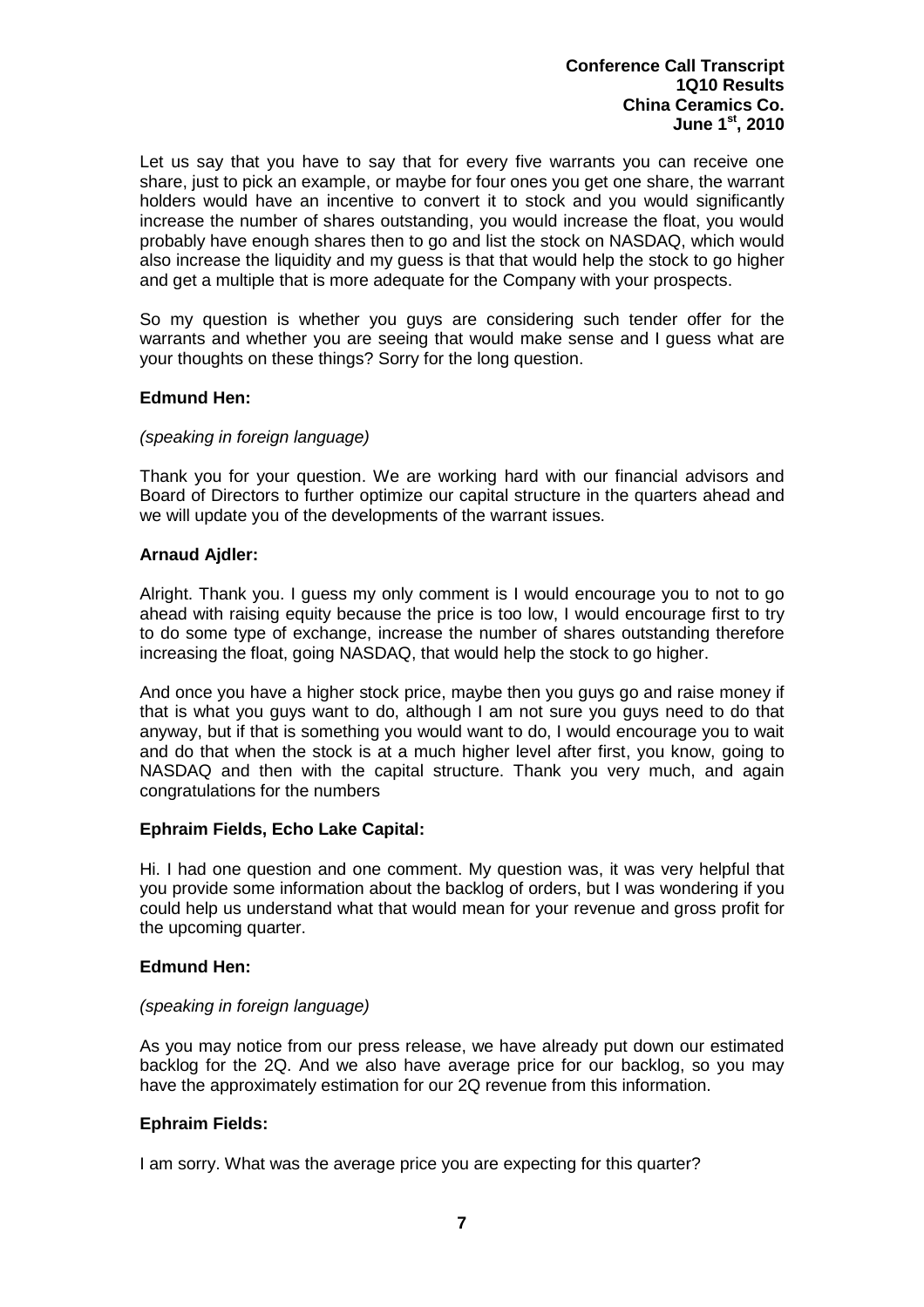Let us say that you have to say that for every five warrants you can receive one share, just to pick an example, or maybe for four ones you get one share, the warrant holders would have an incentive to convert it to stock and you would significantly increase the number of shares outstanding, you would increase the float, you would probably have enough shares then to go and list the stock on NASDAQ, which would also increase the liquidity and my guess is that that would help the stock to go higher and get a multiple that is more adequate for the Company with your prospects.

So my question is whether you guys are considering such tender offer for the warrants and whether you are seeing that would make sense and I guess what are your thoughts on these things? Sorry for the long question.

**Edmund Hen:**

*(speaking in foreign language)*

Thank you for your question. We are working hard with our financial advisors and Board of Directors to further optimize our capital structure in the quarters ahead and we will update you of the developments of the warrant issues.

**Arnaud Ajdler:**

Alright. Thank you. I guess my only comment is I would encourage you to not to go ahead with raising equity because the price is too low, I would encourage first to try to do some type of exchange, increase the number of shares outstanding therefore increasing the float, going NASDAQ, that would help the stock to go higher.

And once you have a higher stock price, maybe then you guys go and raise money if that is what you guys want to do, although I am not sure you guys need to do that anyway, but if that is something you would want to do, I would encourage you to wait and do that when the stock is at a much higher level after first, you know, going to NASDAQ and then with the capital structure. Thank you very much, and again congratulations for the numbers

**Ephraim Fields, Echo Lake Capital:**

Hi. I had one question and one comment. My question was, it was very helpful that you provide some information about the backlog of orders, but I was wondering if you could help us understand what that would mean for your revenue and gross profit for the upcoming quarter.

**Edmund Hen:**

*(speaking in foreign language)*

As you may notice from our press release, we have already put down our estimated backlog for the 2Q. And we also have average price for our backlog, so you may have the approximately estimation for our 2Q revenue from this information.

**Ephraim Fields:**

I am sorry. What was the average price you are expecting for this quarter?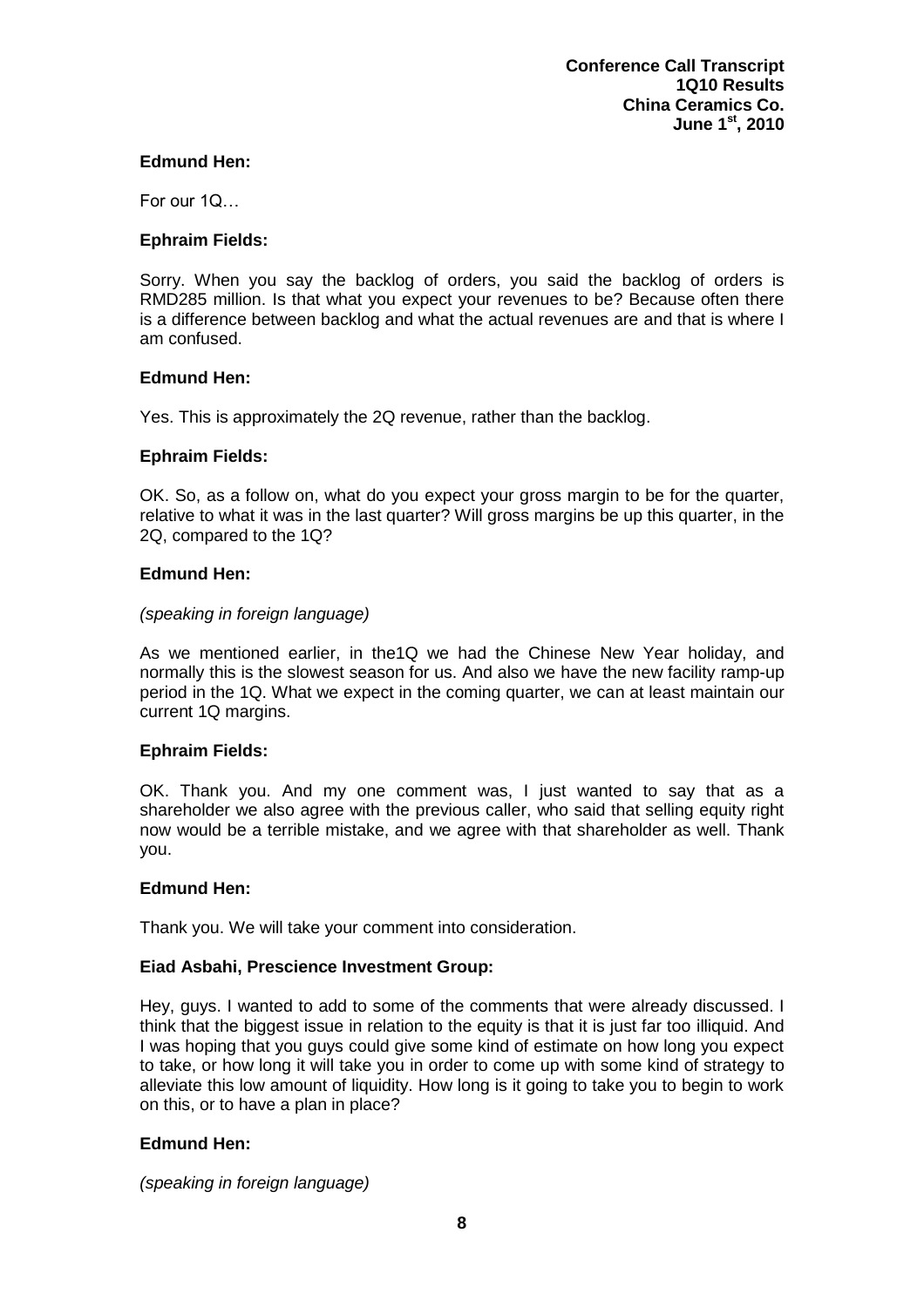**Edmund Hen:**

For our 1Q…

**Ephraim Fields:**

Sorry. When you say the backlog of orders, you said the backlog of orders is RMD285 million. Is that what you expect your revenues to be? Because often there is a difference between backlog and what the actual revenues are and that is where I am confused.

**Edmund Hen:**

Yes. This is approximately the 2Q revenue, rather than the backlog.

**Ephraim Fields:**

OK. So, as a follow on, what do you expect your gross margin to be for the quarter, relative to what it was in the last quarter? Will gross margins be up this quarter, in the 2Q, compared to the 1Q?

**Edmund Hen:**

*(speaking in foreign language)*

As we mentioned earlier, in the1Q we had the Chinese New Year holiday, and normally this is the slowest season for us. And also we have the new facility ramp-up period in the 1Q. What we expect in the coming quarter, we can at least maintain our current 1Q margins.

**Ephraim Fields:**

OK. Thank you. And my one comment was, I just wanted to say that as a shareholder we also agree with the previous caller, who said that selling equity right now would be a terrible mistake, and we agree with that shareholder as well. Thank you.

**Edmund Hen:**

Thank you. We will take your comment into consideration.

**Eiad Asbahi, Prescience Investment Group:**

Hey, guys. I wanted to add to some of the comments that were already discussed. I think that the biggest issue in relation to the equity is that it is just far too illiquid. And I was hoping that you guys could give some kind of estimate on how long you expect to take, or how long it will take you in order to come up with some kind of strategy to alleviate this low amount of liquidity. How long is it going to take you to begin to work on this, or to have a plan in place?

**Edmund Hen:**

*(speaking in foreign language)*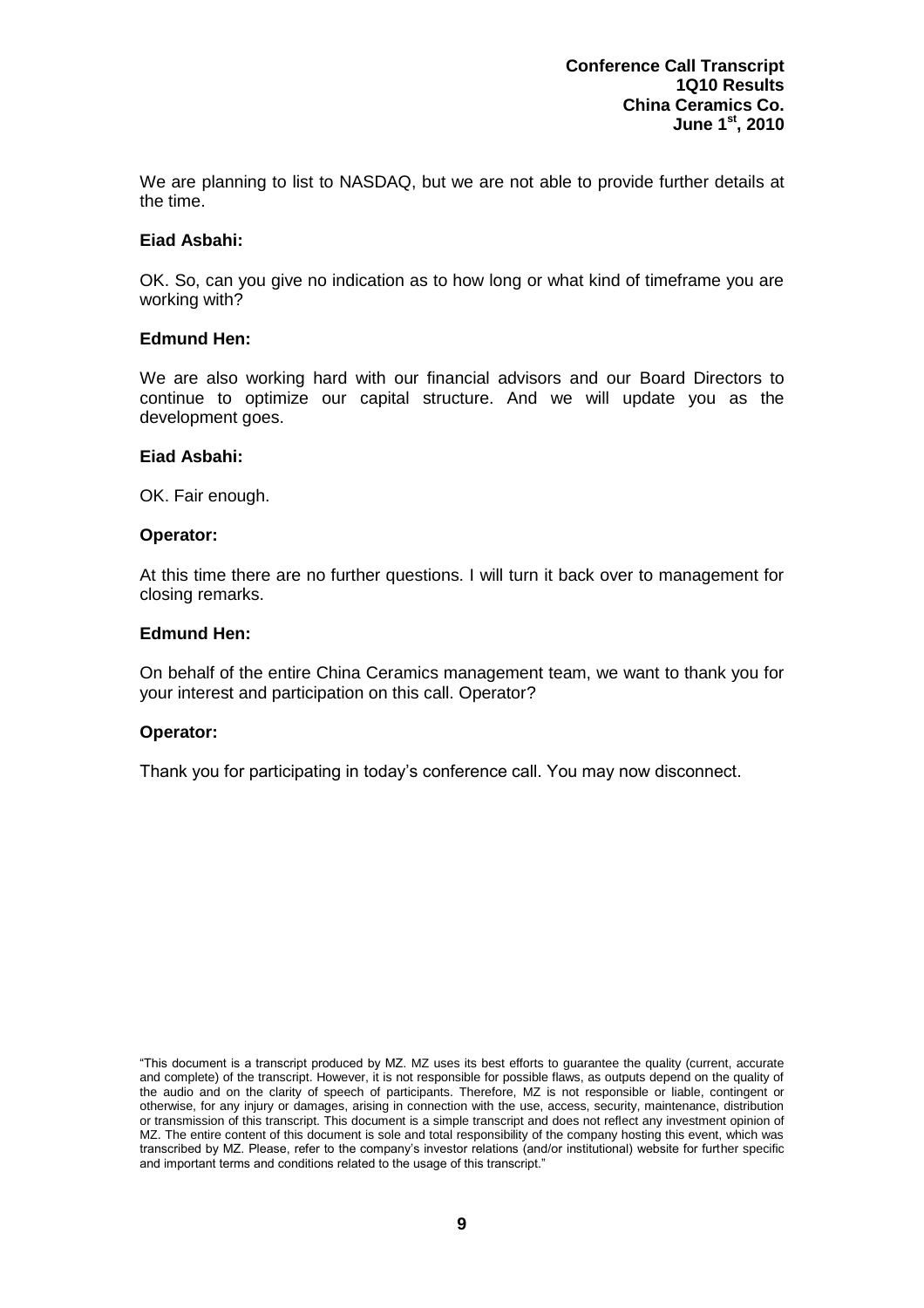We are planning to list to NASDAQ, but we are not able to provide further details at the time.

**Eiad Asbahi:**

OK. So, can you give no indication as to how long or what kind of timeframe you are working with?

**Edmund Hen:**

We are also working hard with our financial advisors and our Board Directors to continue to optimize our capital structure. And we will update you as the development goes.

**Eiad Asbahi:**

OK. Fair enough.

**Operator:**

At this time there are no further questions. I will turn it back over to management for closing remarks.

**Edmund Hen:**

On behalf of the entire China Ceramics management team, we want to thank you for your interest and participation on this call. Operator?

**Operator:**

Thank you for participating in today's conference call. You may now disconnect.

"This document is a transcript produced by MZ. MZ uses its best efforts to guarantee the quality (current, accurate and complete) of the transcript. However, it is not responsible for possible flaws, as outputs depend on the quality of the audio and on the clarity of speech of participants. Therefore, MZ is not responsible or liable, contingent or otherwise, for any injury or damages, arising in connection with the use, access, security, maintenance, distribution or transmission of this transcript. This document is a simple transcript and does not reflect any investment opinion of MZ. The entire content of this document is sole and total responsibility of the company hosting this event, which was transcribed by MZ. Please, refer to the company's investor relations (and/or institutional) website for further specific and important terms and conditions related to the usage of this transcript."